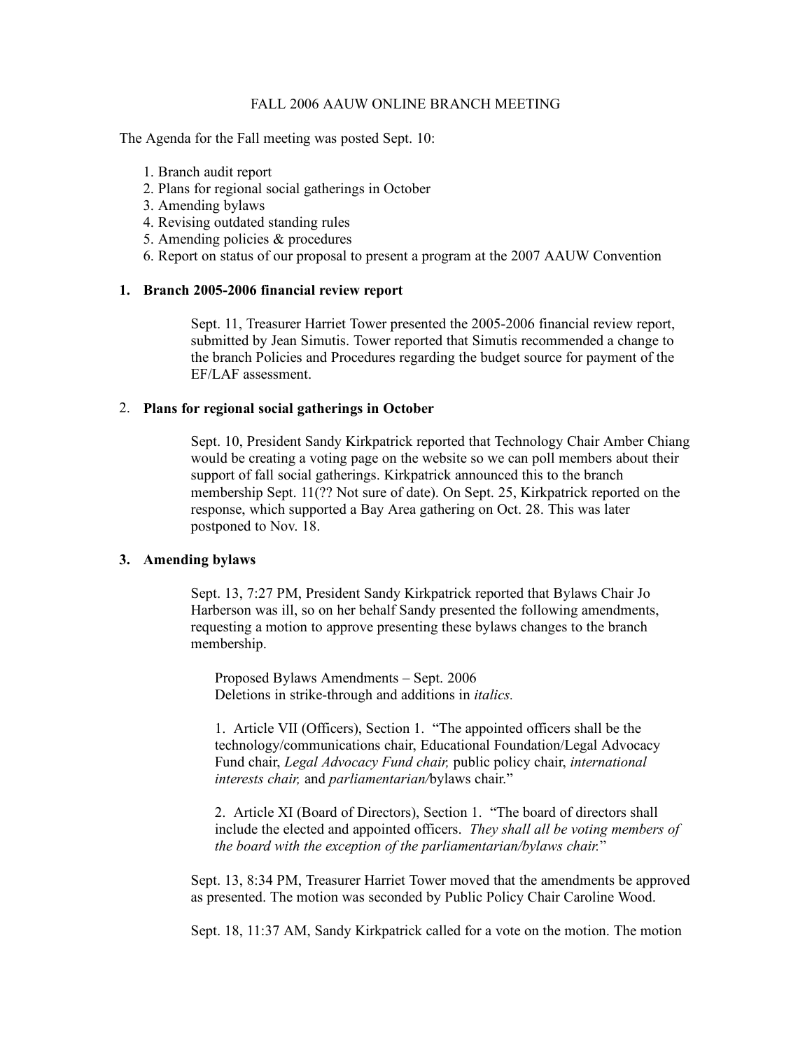FALL 2006 AAUW ONLINE BRANCH MEETING

The Agenda for the Fall meeting was posted Sept. 10:

1. Branch audit report
2. Plans for regional social gatherings in October
3. Amending bylaws
4. Revising outdated standing rules
5. Amending policies & procedures
6. Report on status of our proposal to present a program at the 2007 AAUW Convention

## 1. Branch 2005-2006 financial review report

Sept. 11, Treasurer Harriet Tower presented the 2005-2006 financial review report, submitted by Jean Simutis. Tower reported that Simutis recommended a change to the branch Policies and Procedures regarding the budget source for payment of the EF/LAF assessment.

## 2. Plans for regional social gatherings in October

Sept. 10, President Sandy Kirkpatrick reported that Technology Chair Amber Chiang would be creating a voting page on the website so we can poll members about their support of fall social gatherings. Kirkpatrick announced this to the branch membership Sept. 11(?? Not sure of date). On Sept. 25, Kirkpatrick reported on the response, which supported a Bay Area gathering on Oct. 28. This was later postponed to Nov. 18.

## 3. Amending bylaws

Sept. 13, 7:27 PM, President Sandy Kirkpatrick reported that Bylaws Chair Jo Harberson was ill, so on her behalf Sandy presented the following amendments, requesting a motion to approve presenting these bylaws changes to the branch membership.

> Proposed Bylaws Amendments – Sept. 2006
> Deletions in strike-through and additions in *italics.*
>
> 1. Article VII (Officers), Section 1. "The appointed officers shall be the technology/communications chair, Educational Foundation/Legal Advocacy Fund chair, *Legal Advocacy Fund chair,* public policy chair, *international interests chair,* and *parliamentarian/*bylaws chair."
>
> 2. Article XI (Board of Directors), Section 1. "The board of directors shall include the elected and appointed officers. *They shall all be voting members of the board with the exception of the parliamentarian/bylaws chair.*"

Sept. 13, 8:34 PM, Treasurer Harriet Tower moved that the amendments be approved as presented. The motion was seconded by Public Policy Chair Caroline Wood.

Sept. 18, 11:37 AM, Sandy Kirkpatrick called for a vote on the motion. The motion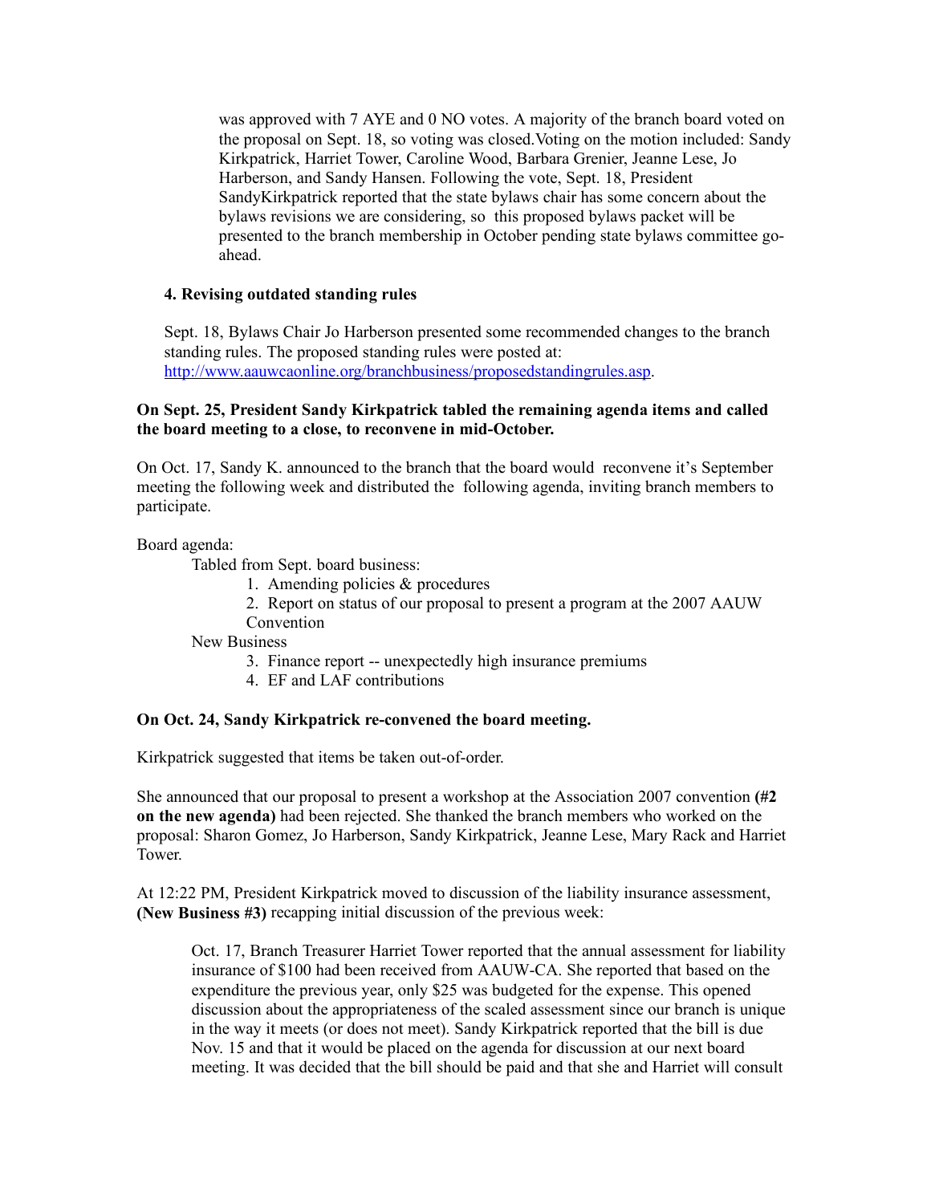was approved with 7 AYE and 0 NO votes. A majority of the branch board voted on the proposal on Sept. 18, so voting was closed.Voting on the motion included: Sandy Kirkpatrick, Harriet Tower, Caroline Wood, Barbara Grenier, Jeanne Lese, Jo Harberson, and Sandy Hansen. Following the vote, Sept. 18, President SandyKirkpatrick reported that the state bylaws chair has some concern about the bylaws revisions we are considering, so this proposed bylaws packet will be presented to the branch membership in October pending state bylaws committee go-ahead.

**4. Revising outdated standing rules**

Sept. 18, Bylaws Chair Jo Harberson presented some recommended changes to the branch standing rules. The proposed standing rules were posted at: [http://www.aauwcaonline.org/branchbusiness/proposedstandingrules.asp](http://www.aauwcaonline.org/branchbusiness/proposedstandingrules.asp).

**On Sept. 25, President Sandy Kirkpatrick tabled the remaining agenda items and called the board meeting to a close, to reconvene in mid-October.**

On Oct. 17, Sandy K. announced to the branch that the board would reconvene it's September meeting the following week and distributed the following agenda, inviting branch members to participate.

Board agenda:

Tabled from Sept. board business:

1. Amending policies & procedures
2. Report on status of our proposal to present a program at the 2007 AAUW Convention

New Business

3. Finance report -- unexpectedly high insurance premiums
4. EF and LAF contributions

**On Oct. 24, Sandy Kirkpatrick re-convened the board meeting.**

Kirkpatrick suggested that items be taken out-of-order.

She announced that our proposal to present a workshop at the Association 2007 convention **(#2 on the new agenda)** had been rejected. She thanked the branch members who worked on the proposal: Sharon Gomez, Jo Harberson, Sandy Kirkpatrick, Jeanne Lese, Mary Rack and Harriet Tower.

At 12:22 PM, President Kirkpatrick moved to discussion of the liability insurance assessment, **(New Business #3)** recapping initial discussion of the previous week:

Oct. 17, Branch Treasurer Harriet Tower reported that the annual assessment for liability insurance of $100 had been received from AAUW-CA. She reported that based on the expenditure the previous year, only $25 was budgeted for the expense. This opened discussion about the appropriateness of the scaled assessment since our branch is unique in the way it meets (or does not meet). Sandy Kirkpatrick reported that the bill is due Nov. 15 and that it would be placed on the agenda for discussion at our next board meeting. It was decided that the bill should be paid and that she and Harriet will consult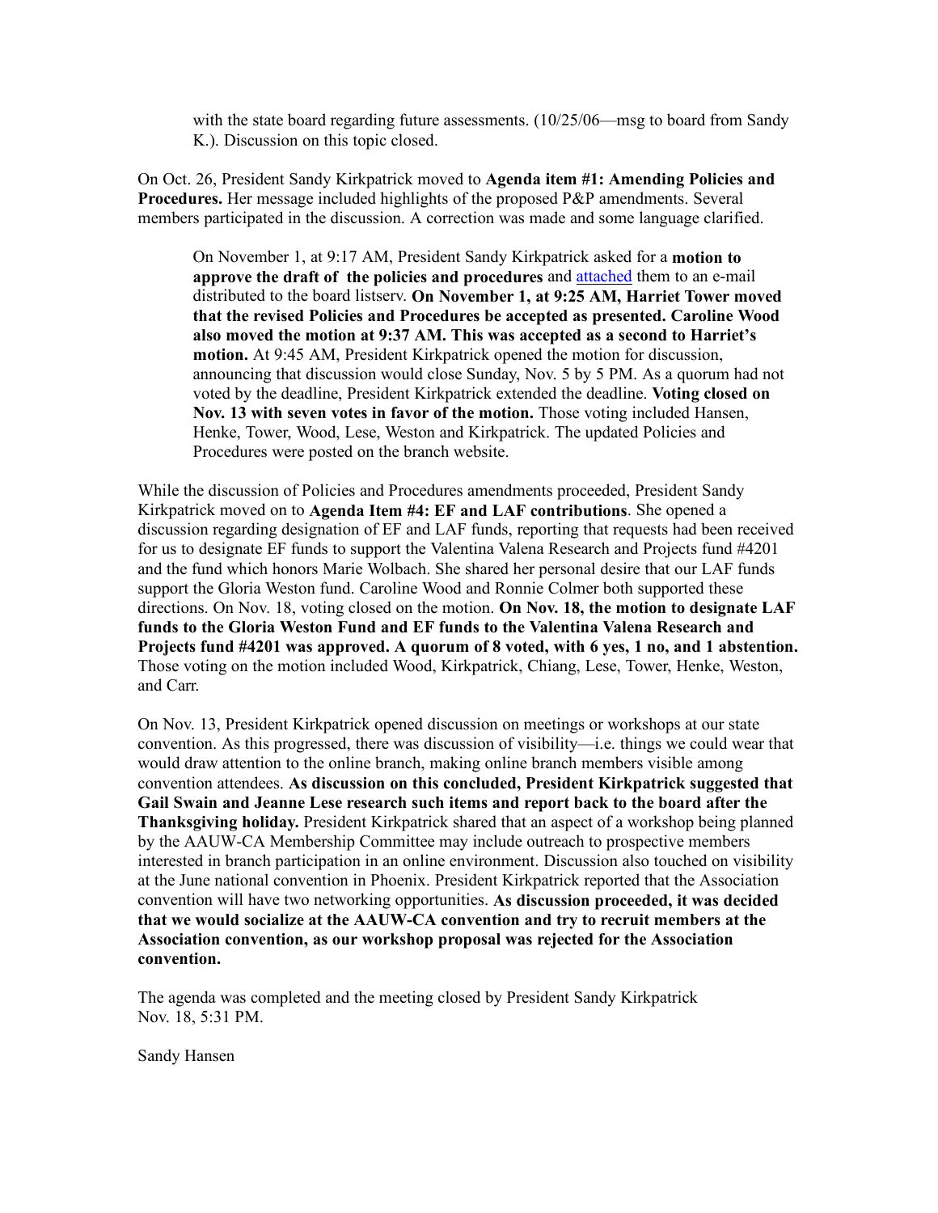with the state board regarding future assessments. (10/25/06—msg to board from Sandy K.). Discussion on this topic closed.

On Oct. 26, President Sandy Kirkpatrick moved to **Agenda item #1: Amending Policies and Procedures.** Her message included highlights of the proposed P&P amendments. Several members participated in the discussion. A correction was made and some language clarified.

On November 1, at 9:17 AM, President Sandy Kirkpatrick asked for a **motion to approve the draft of the policies and procedures** and attached them to an e-mail distributed to the board listserv. **On November 1, at 9:25 AM, Harriet Tower moved that the revised Policies and Procedures be accepted as presented. Caroline Wood also moved the motion at 9:37 AM. This was accepted as a second to Harriet's motion.** At 9:45 AM, President Kirkpatrick opened the motion for discussion, announcing that discussion would close Sunday, Nov. 5 by 5 PM. As a quorum had not voted by the deadline, President Kirkpatrick extended the deadline. **Voting closed on Nov. 13 with seven votes in favor of the motion.** Those voting included Hansen, Henke, Tower, Wood, Lese, Weston and Kirkpatrick. The updated Policies and Procedures were posted on the branch website.

While the discussion of Policies and Procedures amendments proceeded, President Sandy Kirkpatrick moved on to **Agenda Item #4: EF and LAF contributions**. She opened a discussion regarding designation of EF and LAF funds, reporting that requests had been received for us to designate EF funds to support the Valentina Valena Research and Projects fund #4201 and the fund which honors Marie Wolbach. She shared her personal desire that our LAF funds support the Gloria Weston fund. Caroline Wood and Ronnie Colmer both supported these directions. On Nov. 18, voting closed on the motion. **On Nov. 18, the motion to designate LAF funds to the Gloria Weston Fund and EF funds to the Valentina Valena Research and Projects fund #4201 was approved. A quorum of 8 voted, with 6 yes, 1 no, and 1 abstention.** Those voting on the motion included Wood, Kirkpatrick, Chiang, Lese, Tower, Henke, Weston, and Carr.

On Nov. 13, President Kirkpatrick opened discussion on meetings or workshops at our state convention. As this progressed, there was discussion of visibility—i.e. things we could wear that would draw attention to the online branch, making online branch members visible among convention attendees. **As discussion on this concluded, President Kirkpatrick suggested that Gail Swain and Jeanne Lese research such items and report back to the board after the Thanksgiving holiday.** President Kirkpatrick shared that an aspect of a workshop being planned by the AAUW-CA Membership Committee may include outreach to prospective members interested in branch participation in an online environment. Discussion also touched on visibility at the June national convention in Phoenix. President Kirkpatrick reported that the Association convention will have two networking opportunities. **As discussion proceeded, it was decided that we would socialize at the AAUW-CA convention and try to recruit members at the Association convention, as our workshop proposal was rejected for the Association convention.**

The agenda was completed and the meeting closed by President Sandy Kirkpatrick Nov. 18, 5:31 PM.

Sandy Hansen